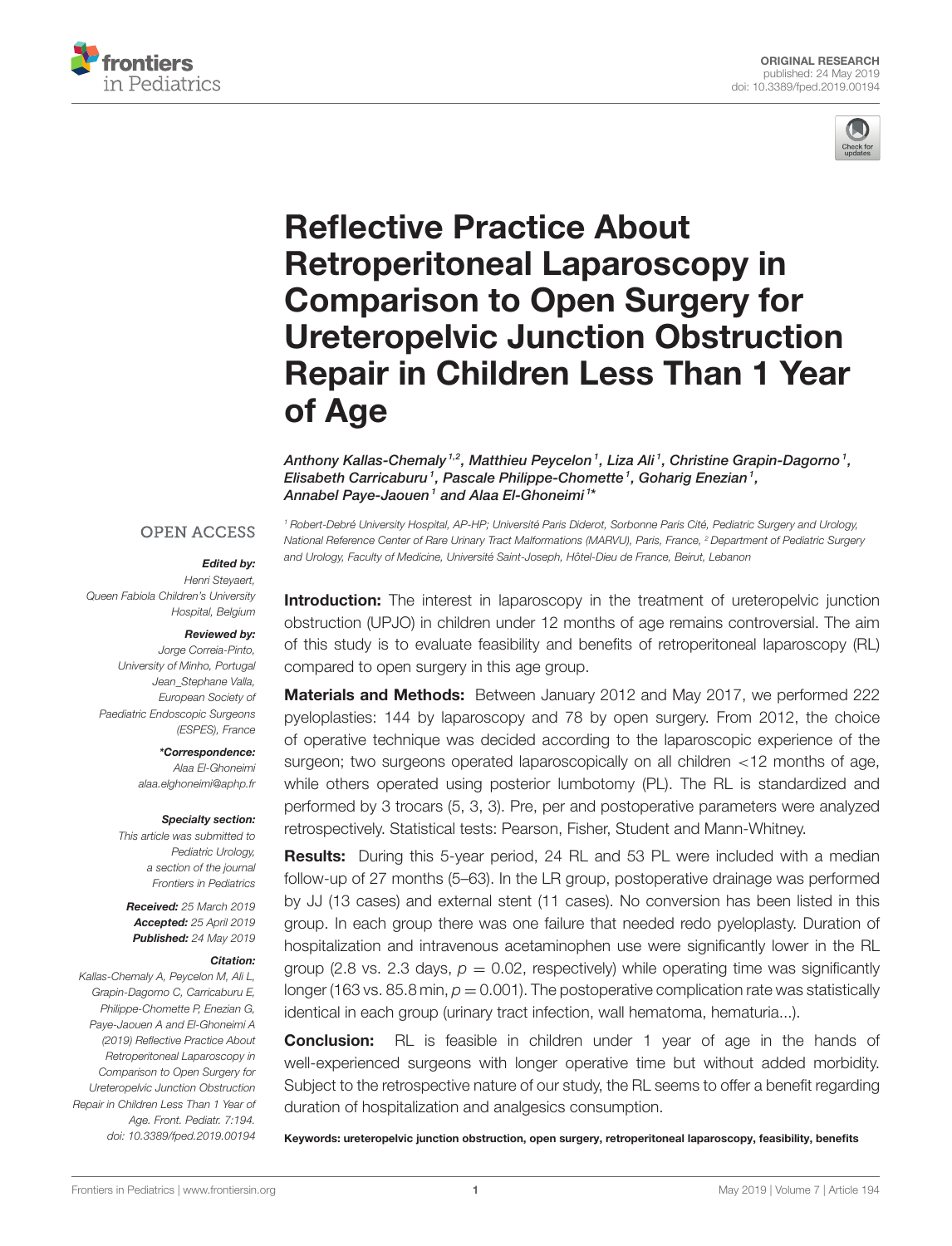ORIGINAL RESEARCH
published: 24 May 2019
doi: 10.3389/fped.2019.00194

# Reflective Practice About Retroperitoneal Laparoscopy in Comparison to Open Surgery for Ureteropelvic Junction Obstruction Repair in Children Less Than 1 Year of Age

*Anthony Kallas-Chemaly[1,2], Matthieu Peycelon[1], Liza Ali[1], Christine Grapin-Dagorno[1], Elisabeth Carricaburu[1], Pascale Philippe-Chomette[1], Goharig Enezian[1], Annabel Paye-Jaouen[1] and Alaa El-Ghoneimi[1]**

[1] Robert-Debré University Hospital, AP-HP; Université Paris Diderot, Sorbonne Paris Cité, Pediatric Surgery and Urology, National Reference Center of Rare Urinary Tract Malformations (MARVU), Paris, France, [2] Department of Pediatric Surgery and Urology, Faculty of Medicine, Université Saint-Joseph, Hôtel-Dieu de France, Beirut, Lebanon

OPEN ACCESS

***Edited by:***
Henri Steyaert,
Queen Fabiola Children's University Hospital, Belgium

***Reviewed by:***
Jorge Correia-Pinto,
University of Minho, Portugal
Jean_Stephane Valla,
European Society of Paediatric Endoscopic Surgeons (ESPES), France

***\*Correspondence:***
Alaa El-Ghoneimi
alaa.elghoneimi@aphp.fr

***Specialty section:***
This article was submitted to Pediatric Urology, a section of the journal Frontiers in Pediatrics

***Received:*** 25 March 2019
***Accepted:*** 25 April 2019
***Published:*** 24 May 2019

***Citation:***
Kallas-Chemaly A, Peycelon M, Ali L, Grapin-Dagorno C, Carricaburu E, Philippe-Chomette P, Enezian G, Paye-Jaouen A and El-Ghoneimi A (2019) Reflective Practice About Retroperitoneal Laparoscopy in Comparison to Open Surgery for Ureteropelvic Junction Obstruction Repair in Children Less Than 1 Year of Age. Front. Pediatr. 7:194. doi: 10.3389/fped.2019.00194

**Introduction:** The interest in laparoscopy in the treatment of ureteropelvic junction obstruction (UPJO) in children under 12 months of age remains controversial. The aim of this study is to evaluate feasibility and benefits of retroperitoneal laparoscopy (RL) compared to open surgery in this age group.

**Materials and Methods:** Between January 2012 and May 2017, we performed 222 pyeloplasties: 144 by laparoscopy and 78 by open surgery. From 2012, the choice of operative technique was decided according to the laparoscopic experience of the surgeon; two surgeons operated laparoscopically on all children <12 months of age, while others operated using posterior lumbotomy (PL). The RL is standardized and performed by 3 trocars (5, 3, 3). Pre, per and postoperative parameters were analyzed retrospectively. Statistical tests: Pearson, Fisher, Student and Mann-Whitney.

**Results:** During this 5-year period, 24 RL and 53 PL were included with a median follow-up of 27 months (5–63). In the LR group, postoperative drainage was performed by JJ (13 cases) and external stent (11 cases). No conversion has been listed in this group. In each group there was one failure that needed redo pyeloplasty. Duration of hospitalization and intravenous acetaminophen use were significantly lower in the RL group (2.8 vs. 2.3 days, $p = 0.02$, respectively) while operating time was significantly longer (163 vs. 85.8 min, $p = 0.001$). The postoperative complication rate was statistically identical in each group (urinary tract infection, wall hematoma, hematuria...).

**Conclusion:** RL is feasible in children under 1 year of age in the hands of well-experienced surgeons with longer operative time but without added morbidity. Subject to the retrospective nature of our study, the RL seems to offer a benefit regarding duration of hospitalization and analgesics consumption.

**Keywords: ureteropelvic junction obstruction, open surgery, retroperitoneal laparoscopy, feasibility, benefits**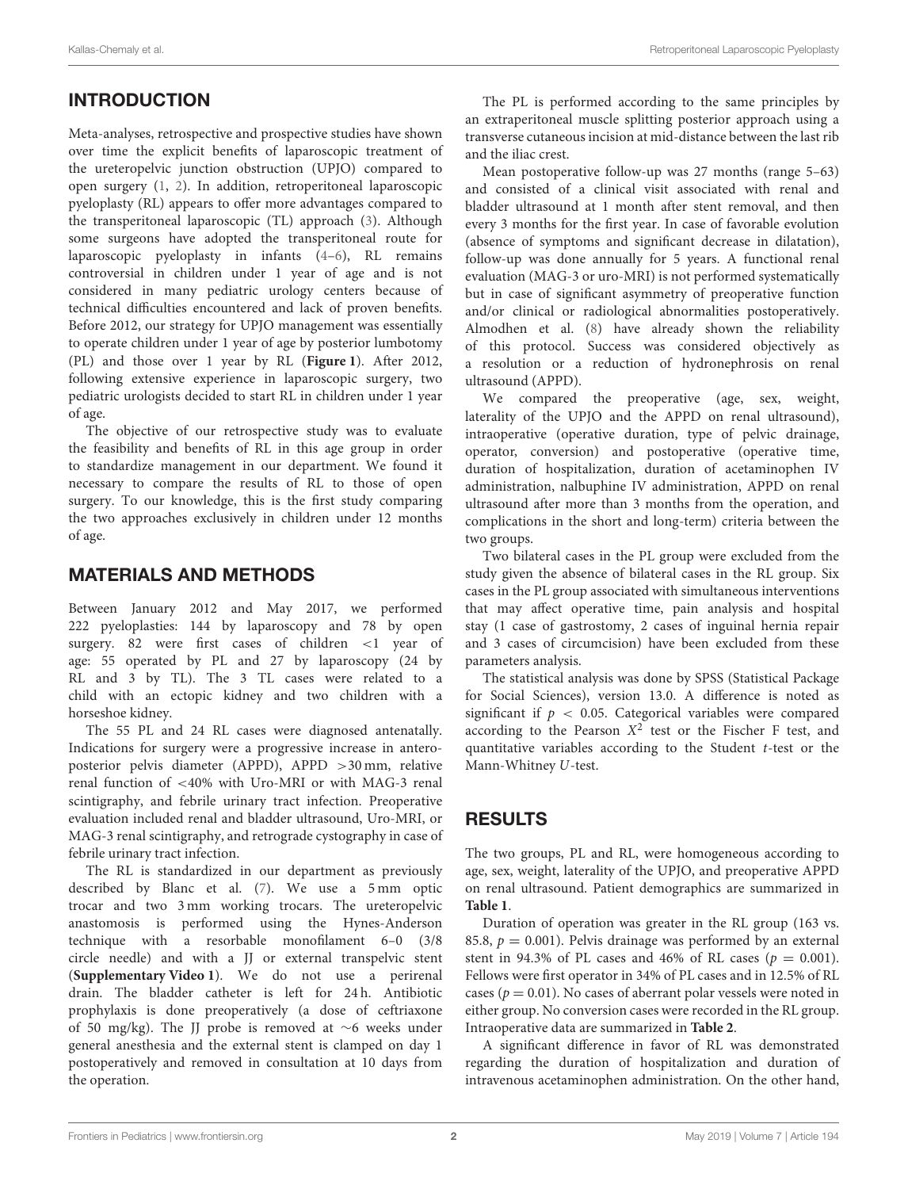## INTRODUCTION

Meta-analyses, retrospective and prospective studies have shown over time the explicit benefits of laparoscopic treatment of the ureteropelvic junction obstruction (UPJO) compared to open surgery (1, 2). In addition, retroperitoneal laparoscopic pyeloplasty (RL) appears to offer more advantages compared to the transperitoneal laparoscopic (TL) approach (3). Although some surgeons have adopted the transperitoneal route for laparoscopic pyeloplasty in infants (4–6), RL remains controversial in children under 1 year of age and is not considered in many pediatric urology centers because of technical difficulties encountered and lack of proven benefits. Before 2012, our strategy for UPJO management was essentially to operate children under 1 year of age by posterior lumbotomy (PL) and those over 1 year by RL (**Figure 1**). After 2012, following extensive experience in laparoscopic surgery, two pediatric urologists decided to start RL in children under 1 year of age.

The objective of our retrospective study was to evaluate the feasibility and benefits of RL in this age group in order to standardize management in our department. We found it necessary to compare the results of RL to those of open surgery. To our knowledge, this is the first study comparing the two approaches exclusively in children under 12 months of age.

## MATERIALS AND METHODS

Between January 2012 and May 2017, we performed 222 pyeloplasties: 144 by laparoscopy and 78 by open surgery. 82 were first cases of children <1 year of age: 55 operated by PL and 27 by laparoscopy (24 by RL and 3 by TL). The 3 TL cases were related to a child with an ectopic kidney and two children with a horseshoe kidney.

The 55 PL and 24 RL cases were diagnosed antenatally. Indications for surgery were a progressive increase in antero-posterior pelvis diameter (APPD), APPD >30 mm, relative renal function of <40% with Uro-MRI or with MAG-3 renal scintigraphy, and febrile urinary tract infection. Preoperative evaluation included renal and bladder ultrasound, Uro-MRI, or MAG-3 renal scintigraphy, and retrograde cystography in case of febrile urinary tract infection.

The RL is standardized in our department as previously described by Blanc et al. (7). We use a 5 mm optic trocar and two 3 mm working trocars. The ureteropelvic anastomosis is performed using the Hynes-Anderson technique with a resorbable monofilament 6–0 (3/8 circle needle) and with a JJ or external transpelvic stent (**Supplementary Video 1**). We do not use a perirenal drain. The bladder catheter is left for 24 h. Antibiotic prophylaxis is done preoperatively (a dose of ceftriaxone of 50 mg/kg). The JJ probe is removed at ∼6 weeks under general anesthesia and the external stent is clamped on day 1 postoperatively and removed in consultation at 10 days from the operation.

The PL is performed according to the same principles by an extraperitoneal muscle splitting posterior approach using a transverse cutaneous incision at mid-distance between the last rib and the iliac crest.

Mean postoperative follow-up was 27 months (range 5–63) and consisted of a clinical visit associated with renal and bladder ultrasound at 1 month after stent removal, and then every 3 months for the first year. In case of favorable evolution (absence of symptoms and significant decrease in dilatation), follow-up was done annually for 5 years. A functional renal evaluation (MAG-3 or uro-MRI) is not performed systematically but in case of significant asymmetry of preoperative function and/or clinical or radiological abnormalities postoperatively. Almodhen et al. (8) have already shown the reliability of this protocol. Success was considered objectively as a resolution or a reduction of hydronephrosis on renal ultrasound (APPD).

We compared the preoperative (age, sex, weight, laterality of the UPJO and the APPD on renal ultrasound), intraoperative (operative duration, type of pelvic drainage, operator, conversion) and postoperative (operative time, duration of hospitalization, duration of acetaminophen IV administration, nalbuphine IV administration, APPD on renal ultrasound after more than 3 months from the operation, and complications in the short and long-term) criteria between the two groups.

Two bilateral cases in the PL group were excluded from the study given the absence of bilateral cases in the RL group. Six cases in the PL group associated with simultaneous interventions that may affect operative time, pain analysis and hospital stay (1 case of gastrostomy, 2 cases of inguinal hernia repair and 3 cases of circumcision) have been excluded from these parameters analysis.

The statistical analysis was done by SPSS (Statistical Package for Social Sciences), version 13.0. A difference is noted as significant if $p < 0.05$. Categorical variables were compared according to the Pearson $X^2$ test or the Fischer F test, and quantitative variables according to the Student $t$-test or the Mann-Whitney $U$-test.

## RESULTS

The two groups, PL and RL, were homogeneous according to age, sex, weight, laterality of the UPJO, and preoperative APPD on renal ultrasound. Patient demographics are summarized in **Table 1**.

Duration of operation was greater in the RL group (163 vs. 85.8, $p = 0.001$). Pelvis drainage was performed by an external stent in 94.3% of PL cases and 46% of RL cases ($p = 0.001$). Fellows were first operator in 34% of PL cases and in 12.5% of RL cases ($p = 0.01$). No cases of aberrant polar vessels were noted in either group. No conversion cases were recorded in the RL group. Intraoperative data are summarized in **Table 2**.

A significant difference in favor of RL was demonstrated regarding the duration of hospitalization and duration of intravenous acetaminophen administration. On the other hand,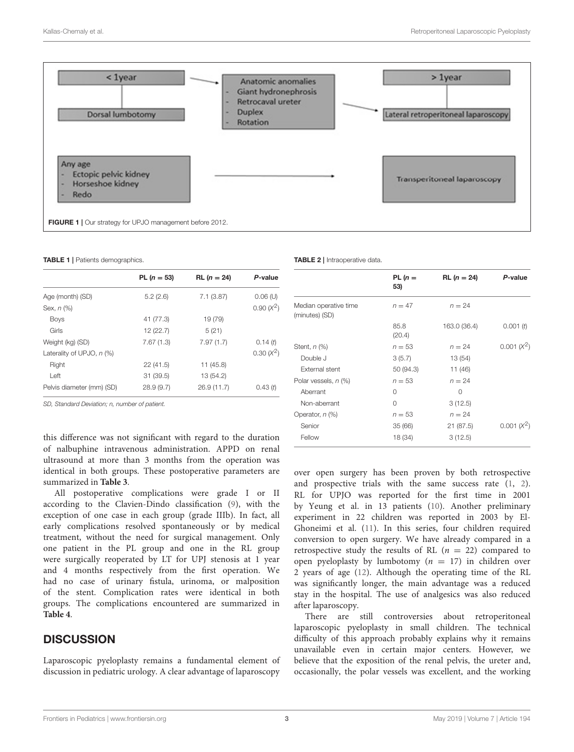< 1year

Dorsal lumbotomy

Anatomic anomalies
- Giant hydronephrosis
- Retrocaval ureter
- Duplex
- Rotation

> 1year

Lateral retroperitoneal laparoscopy

Any age
- Ectopic pelvic kidney
- Horseshoe kidney
- Redo

Transperitoneal laparoscopy

**FIGURE 1** | Our strategy for UPJO management before 2012.

**TABLE 1** | Patients demographics.

| | PL (n = 53) | RL (n = 24) | P-value |
|---|---|---|---|
| Age (month) (SD) | 5.2 (2.6) | 7.1 (3.87) | 0.06 (U) |
| Sex, n (%) | | | 0.90 ($X^2$) |
| Boys | 41 (77.3) | 19 (79) | |
| Girls | 12 (22.7) | 5 (21) | |
| Weight (kg) (SD) | 7.67 (1.3) | 7.97 (1.7) | 0.14 (t) |
| Laterality of UPJO, n (%) | | | 0.30 ($X^2$) |
| Right | 22 (41.5) | 11 (45.8) | |
| Left | 31 (39.5) | 13 (54.2) | |
| Pelvis diameter (mm) (SD) | 28.9 (9.7) | 26.9 (11.7) | 0.43 (t) |

*SD, Standard Deviation; n, number of patient.*

**TABLE 2** | Intraoperative data.

| | PL (n = 53) | RL (n = 24) | P-value |
|---|---|---|---|
| Median operative time (minutes) (SD) | n = 47 | n = 24 | |
| | 85.8 (20.4) | 163.0 (36.4) | 0.001 (t) |
| Stent, n (%) | n = 53 | n = 24 | 0.001 ($X^2$) |
| Double J | 3 (5.7) | 13 (54) | |
| External stent | 50 (94.3) | 11 (46) | |
| Polar vessels, n (%) | n = 53 | n = 24 | |
| Aberrant | 0 | 0 | |
| Non-aberrant | 0 | 3 (12.5) | |
| Operator, n (%) | n = 53 | n = 24 | |
| Senior | 35 (66) | 21 (87.5) | 0.001 ($X^2$) |
| Fellow | 18 (34) | 3 (12.5) | |

this difference was not significant with regard to the duration of nalbuphine intravenous administration. APPD on renal ultrasound at more than 3 months from the operation was identical in both groups. These postoperative parameters are summarized in **Table 3**.

All postoperative complications were grade I or II according to the Clavien-Dindo classification (9), with the exception of one case in each group (grade IIIb). In fact, all early complications resolved spontaneously or by medical treatment, without the need for surgical management. Only one patient in the PL group and one in the RL group were surgically reoperated by LT for UPJ stenosis at 1 year and 4 months respectively from the first operation. We had no case of urinary fistula, urinoma, or malposition of the stent. Complication rates were identical in both groups. The complications encountered are summarized in **Table 4**.

## DISCUSSION

Laparoscopic pyeloplasty remains a fundamental element of discussion in pediatric urology. A clear advantage of laparoscopy over open surgery has been proven by both retrospective and prospective trials with the same success rate (1, 2). RL for UPJO was reported for the first time in 2001 by Yeung et al. in 13 patients (10). Another preliminary experiment in 22 children was reported in 2003 by El-Ghoneimi et al. (11). In this series, four children required conversion to open surgery. We have already compared in a retrospective study the results of RL ($n = 22$) compared to open pyeloplasty by lumbotomy ($n = 17$) in children over 2 years of age (12). Although the operating time of the RL was significantly longer, the main advantage was a reduced stay in the hospital. The use of analgesics was also reduced after laparoscopy.

There are still controversies about retroperitoneal laparoscopic pyeloplasty in small children. The technical difficulty of this approach probably explains why it remains unavailable even in certain major centers. However, we believe that the exposition of the renal pelvis, the ureter and, occasionally, the polar vessels was excellent, and the working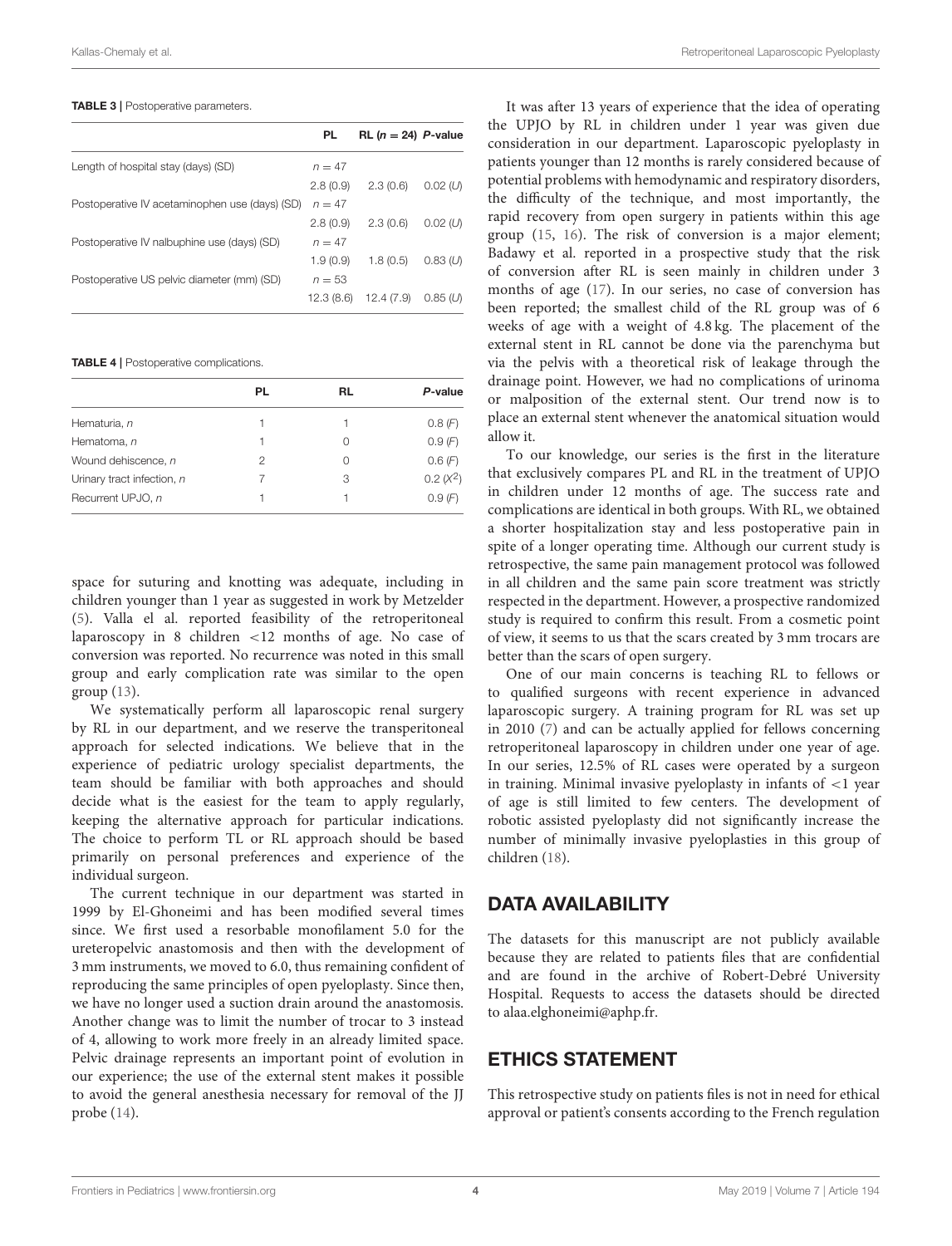**TABLE 3** | Postoperative parameters.

| | PL | RL ($n = 24$) | P-value |
|---|---|---|---|
| Length of hospital stay (days) (SD) | $n = 47$ | | |
| | 2.8 (0.9) | 2.3 (0.6) | 0.02 (*U*) |
| Postoperative IV acetaminophen use (days) (SD) | $n = 47$ | | |
| | 2.8 (0.9) | 2.3 (0.6) | 0.02 (*U*) |
| Postoperative IV nalbuphine use (days) (SD) | $n = 47$ | | |
| | 1.9 (0.9) | 1.8 (0.5) | 0.83 (*U*) |
| Postoperative US pelvic diameter (mm) (SD) | $n = 53$ | | |
| | 12.3 (8.6) | 12.4 (7.9) | 0.85 (*U*) |

**TABLE 4** | Postoperative complications.

| | PL | RL | P-value |
|---|---|---|---|
| Hematuria, *n* | 1 | 1 | 0.8 (*F*) |
| Hematoma, *n* | 1 | 0 | 0.9 (*F*) |
| Wound dehiscence, *n* | 2 | 0 | 0.6 (*F*) |
| Urinary tract infection, *n* | 7 | 3 | 0.2 ($X^2$) |
| Recurrent UPJO, *n* | 1 | 1 | 0.9 (*F*) |

space for suturing and knotting was adequate, including in children younger than 1 year as suggested in work by Metzelder (5). Valla el al. reported feasibility of the retroperitoneal laparoscopy in 8 children <12 months of age. No case of conversion was reported. No recurrence was noted in this small group and early complication rate was similar to the open group (13).

We systematically perform all laparoscopic renal surgery by RL in our department, and we reserve the transperitoneal approach for selected indications. We believe that in the experience of pediatric urology specialist departments, the team should be familiar with both approaches and should decide what is the easiest for the team to apply regularly, keeping the alternative approach for particular indications. The choice to perform TL or RL approach should be based primarily on personal preferences and experience of the individual surgeon.

The current technique in our department was started in 1999 by El-Ghoneimi and has been modified several times since. We first used a resorbable monofilament 5.0 for the ureteropelvic anastomosis and then with the development of 3 mm instruments, we moved to 6.0, thus remaining confident of reproducing the same principles of open pyeloplasty. Since then, we have no longer used a suction drain around the anastomosis. Another change was to limit the number of trocar to 3 instead of 4, allowing to work more freely in an already limited space. Pelvic drainage represents an important point of evolution in our experience; the use of the external stent makes it possible to avoid the general anesthesia necessary for removal of the JJ probe (14).

It was after 13 years of experience that the idea of operating the UPJO by RL in children under 1 year was given due consideration in our department. Laparoscopic pyeloplasty in patients younger than 12 months is rarely considered because of potential problems with hemodynamic and respiratory disorders, the difficulty of the technique, and most importantly, the rapid recovery from open surgery in patients within this age group (15, 16). The risk of conversion is a major element; Badawy et al. reported in a prospective study that the risk of conversion after RL is seen mainly in children under 3 months of age (17). In our series, no case of conversion has been reported; the smallest child of the RL group was of 6 weeks of age with a weight of 4.8 kg. The placement of the external stent in RL cannot be done via the parenchyma but via the pelvis with a theoretical risk of leakage through the drainage point. However, we had no complications of urinoma or malposition of the external stent. Our trend now is to place an external stent whenever the anatomical situation would allow it.

To our knowledge, our series is the first in the literature that exclusively compares PL and RL in the treatment of UPJO in children under 12 months of age. The success rate and complications are identical in both groups. With RL, we obtained a shorter hospitalization stay and less postoperative pain in spite of a longer operating time. Although our current study is retrospective, the same pain management protocol was followed in all children and the same pain score treatment was strictly respected in the department. However, a prospective randomized study is required to confirm this result. From a cosmetic point of view, it seems to us that the scars created by 3 mm trocars are better than the scars of open surgery.

One of our main concerns is teaching RL to fellows or to qualified surgeons with recent experience in advanced laparoscopic surgery. A training program for RL was set up in 2010 (7) and can be actually applied for fellows concerning retroperitoneal laparoscopy in children under one year of age. In our series, 12.5% of RL cases were operated by a surgeon in training. Minimal invasive pyeloplasty in infants of <1 year of age is still limited to few centers. The development of robotic assisted pyeloplasty did not significantly increase the number of minimally invasive pyeloplasties in this group of children (18).

## DATA AVAILABILITY

The datasets for this manuscript are not publicly available because they are related to patients files that are confidential and are found in the archive of Robert-Debré University Hospital. Requests to access the datasets should be directed to alaa.elghoneimi@aphp.fr.

## ETHICS STATEMENT

This retrospective study on patients files is not in need for ethical approval or patient's consents according to the French regulation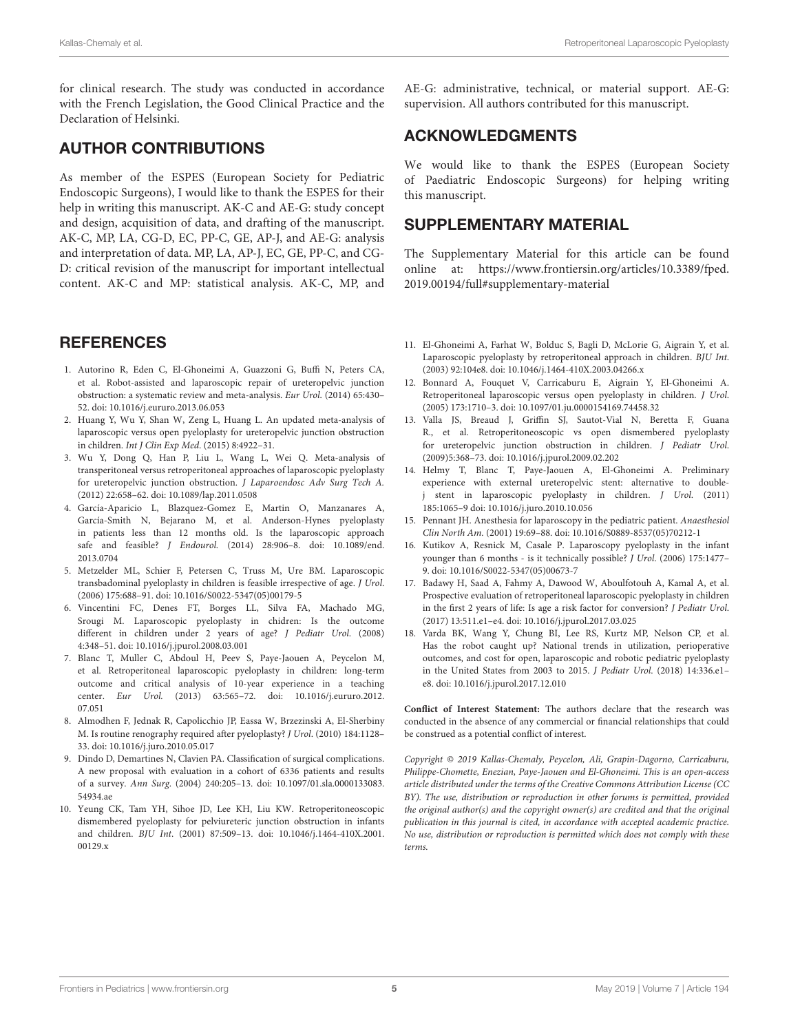for clinical research. The study was conducted in accordance with the French Legislation, the Good Clinical Practice and the Declaration of Helsinki.

## AUTHOR CONTRIBUTIONS

As member of the ESPES (European Society for Pediatric Endoscopic Surgeons), I would like to thank the ESPES for their help in writing this manuscript. AK-C and AE-G: study concept and design, acquisition of data, and drafting of the manuscript. AK-C, MP, LA, CG-D, EC, PP-C, GE, AP-J, and AE-G: analysis and interpretation of data. MP, LA, AP-J, EC, GE, PP-C, and CG-D: critical revision of the manuscript for important intellectual content. AK-C and MP: statistical analysis. AK-C, MP, and AE-G: administrative, technical, or material support. AE-G: supervision. All authors contributed for this manuscript.

## ACKNOWLEDGMENTS

We would like to thank the ESPES (European Society of Paediatric Endoscopic Surgeons) for helping writing this manuscript.

## SUPPLEMENTARY MATERIAL

The Supplementary Material for this article can be found online at: https://www.frontiersin.org/articles/10.3389/fped.2019.00194/full#supplementary-material

## REFERENCES

1. Autorino R, Eden C, El-Ghoneimi A, Guazzoni G, Buffi N, Peters CA, et al. Robot-assisted and laparoscopic repair of ureteropelvic junction obstruction: a systematic review and meta-analysis. *Eur Urol*. (2014) 65:430–52. doi: 10.1016/j.eururo.2013.06.053
2. Huang Y, Wu Y, Shan W, Zeng L, Huang L. An updated meta-analysis of laparoscopic versus open pyeloplasty for ureteropelvic junction obstruction in children. *Int J Clin Exp Med*. (2015) 8:4922–31.
3. Wu Y, Dong Q, Han P, Liu L, Wang L, Wei Q. Meta-analysis of transperitoneal versus retroperitoneal approaches of laparoscopic pyeloplasty for ureteropelvic junction obstruction. *J Laparoendosc Adv Surg Tech A*. (2012) 22:658–62. doi: 10.1089/lap.2011.0508
4. García-Aparicio L, Blazquez-Gomez E, Martin O, Manzanares A, García-Smith N, Bejarano M, et al. Anderson-Hynes pyeloplasty in patients less than 12 months old. Is the laparoscopic approach safe and feasible? *J Endourol*. (2014) 28:906–8. doi: 10.1089/end.2013.0704
5. Metzelder ML, Schier F, Petersen C, Truss M, Ure BM. Laparoscopic transabdominal pyeloplasty in children is feasible irrespective of age. *J Urol*. (2006) 175:688–91. doi: 10.1016/S0022-5347(05)00179-5
6. Vincentini FC, Denes FT, Borges LL, Silva FA, Machado MG, Srougi M. Laparoscopic pyeloplasty in chidren: Is the outcome different in children under 2 years of age? *J Pediatr Urol*. (2008) 4:348–51. doi: 10.1016/j.jpurol.2008.03.001
7. Blanc T, Muller C, Abdoul H, Peev S, Paye-Jaouen A, Peycelon M, et al. Retroperitoneal laparoscopic pyeloplasty in children: long-term outcome and critical analysis of 10-year experience in a teaching center. *Eur Urol*. (2013) 63:565–72. doi: 10.1016/j.eururo.2012.07.051
8. Almodhen F, Jednak R, Capolicchio JP, Eassa W, Brzezinski A, El-Sherbiny M. Is routine renography required after pyeloplasty? *J Urol*. (2010) 184:1128–33. doi: 10.1016/j.juro.2010.05.017
9. Dindo D, Demartines N, Clavien PA. Classification of surgical complications. A new proposal with evaluation in a cohort of 6336 patients and results of a survey. *Ann Surg*. (2004) 240:205–13. doi: 10.1097/01.sla.0000133083.54934.ae
10. Yeung CK, Tam YH, Sihoe JD, Lee KH, Liu KW. Retroperitoneoscopic dismembered pyeloplasty for pelviureteric junction obstruction in infants and children. *BJU Int*. (2001) 87:509–13. doi: 10.1046/j.1464-410X.2001.00129.x
11. El-Ghoneimi A, Farhat W, Bolduc S, Bagli D, McLorie G, Aigrain Y, et al. Laparoscopic pyeloplasty by retroperitoneal approach in children. *BJU Int*. (2003) 92:104e8. doi: 10.1046/j.1464-410X.2003.04266.x
12. Bonnard A, Fouquet V, Carricaburu E, Aigrain Y, El-Ghoneimi A. Retroperitoneal laparoscopic versus open pyeloplasty in children. *J Urol*. (2005) 173:1710–3. doi: 10.1097/01.ju.0000154169.74458.32
13. Valla JS, Breaud J, Griffin SJ, Sautot-Vial N, Beretta F, Guana R., et al. Retroperitoneoscopic vs open dismembered pyeloplasty for ureteropelvic junction obstruction in children. *J Pediatr Urol*. (2009)5:368–73. doi: 10.1016/j.jpurol.2009.02.202
14. Helmy T, Blanc T, Paye-Jaouen A, El-Ghoneimi A. Preliminary experience with external ureteropelvic stent: alternative to double-j stent in laparoscopic pyeloplasty in children. *J Urol*. (2011) 185:1065–9 doi: 10.1016/j.juro.2010.10.056
15. Pennant JH. Anesthesia for laparoscopy in the pediatric patient. *Anaesthesiol Clin North Am*. (2001) 19:69–88. doi: 10.1016/S0889-8537(05)70212-1
16. Kutikov A, Resnick M, Casale P. Laparoscopy pyeloplasty in the infant younger than 6 months - is it technically possible? *J Urol*. (2006) 175:1477–9. doi: 10.1016/S0022-5347(05)00673-7
17. Badawy H, Saad A, Fahmy A, Dawood W, Aboulfotouh A, Kamal A, et al. Prospective evaluation of retroperitoneal laparoscopic pyeloplasty in children in the first 2 years of life: Is age a risk factor for conversion? *J Pediatr Urol*. (2017) 13:511.e1–e4. doi: 10.1016/j.jpurol.2017.03.025
18. Varda BK, Wang Y, Chung BI, Lee RS, Kurtz MP, Nelson CP, et al. Has the robot caught up? National trends in utilization, perioperative outcomes, and cost for open, laparoscopic and robotic pediatric pyeloplasty in the United States from 2003 to 2015. *J Pediatr Urol*. (2018) 14:336.e1–e8. doi: 10.1016/j.jpurol.2017.12.010

**Conflict of Interest Statement:** The authors declare that the research was conducted in the absence of any commercial or financial relationships that could be construed as a potential conflict of interest.

*Copyright © 2019 Kallas-Chemaly, Peycelon, Ali, Grapin-Dagorno, Carricaburu, Philippe-Chomette, Enezian, Paye-Jaouen and El-Ghoneimi. This is an open-access article distributed under the terms of the Creative Commons Attribution License (CC BY). The use, distribution or reproduction in other forums is permitted, provided the original author(s) and the copyright owner(s) are credited and that the original publication in this journal is cited, in accordance with accepted academic practice. No use, distribution or reproduction is permitted which does not comply with these terms.*